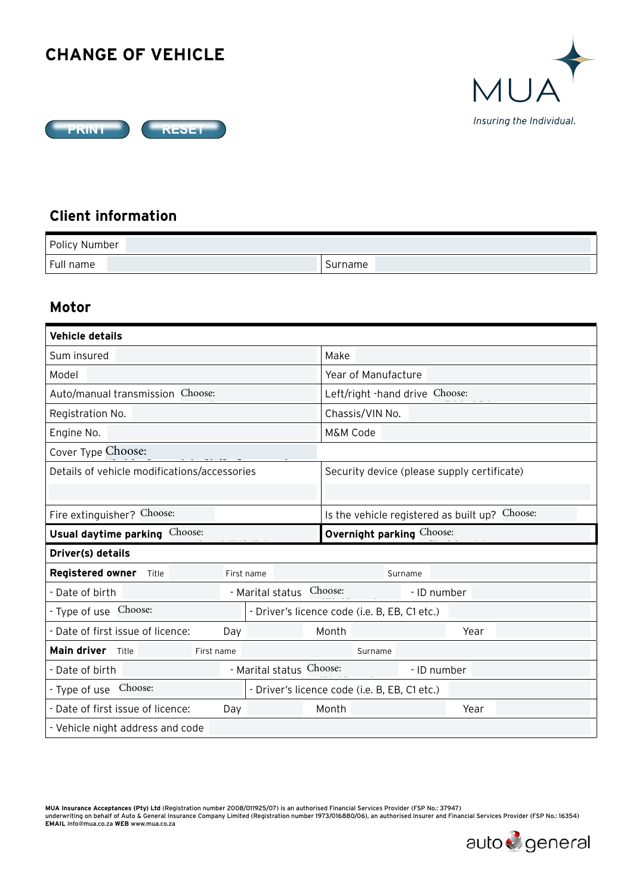# CHANGE OF VEHICLE

PRINT RESET

MUA
*Insuring the Individual.*

## Client information

| Policy Number | | | |
|---|---|---|---|
| Full name | | Surname | |

## Motor

| **Vehicle details** | | | |
|---|---|---|---|
| Sum insured | | Make | |
| Model | | Year of Manufacture | |
| Auto/manual transmission | Choose: | Left/right -hand drive | Choose: |
| Registration No. | | Chassis/VIN No. | |
| Engine No. | | M&M Code | |
| Cover Type | Choose: | | |
| Details of vehicle modifications/accessories | | Security device (please supply certificate) | |
| Fire extinguisher? | Choose: | Is the vehicle registered as built up? | Choose: |
| **Usual daytime parking** | Choose: | **Overnight parking** | Choose: |

| **Driver(s) details** | | | | | |
|---|---|---|---|---|---|
| **Registered owner** Title | | First name | | Surname | |
| - Date of birth | | - Marital status | Choose: | - ID number | |
| - Type of use | Choose: | - Driver's licence code (i.e. B, EB, C1 etc.) | | | |
| - Date of first issue of licence: | Day | | Month | | Year |
| **Main driver** Title | | First name | | Surname | |
| - Date of birth | | - Marital status | Choose: | - ID number | |
| - Type of use | Choose: | - Driver's licence code (i.e. B, EB, C1 etc.) | | | |
| - Date of first issue of licence: | Day | | Month | | Year |
| - Vehicle night address and code | | | | | |

**MUA Insurance Acceptances (Pty) Ltd** (Registration number 2008/011925/07) is an authorised Financial Services Provider (FSP No.: 37947) underwriting on behalf of Auto & General Insurance Company Limited (Registration number 1973/016880/06), an authorised Insurer and Financial Services Provider (FSP No.: 16354)
**EMAIL** info@mua.co.za **WEB** www.mua.co.za

auto general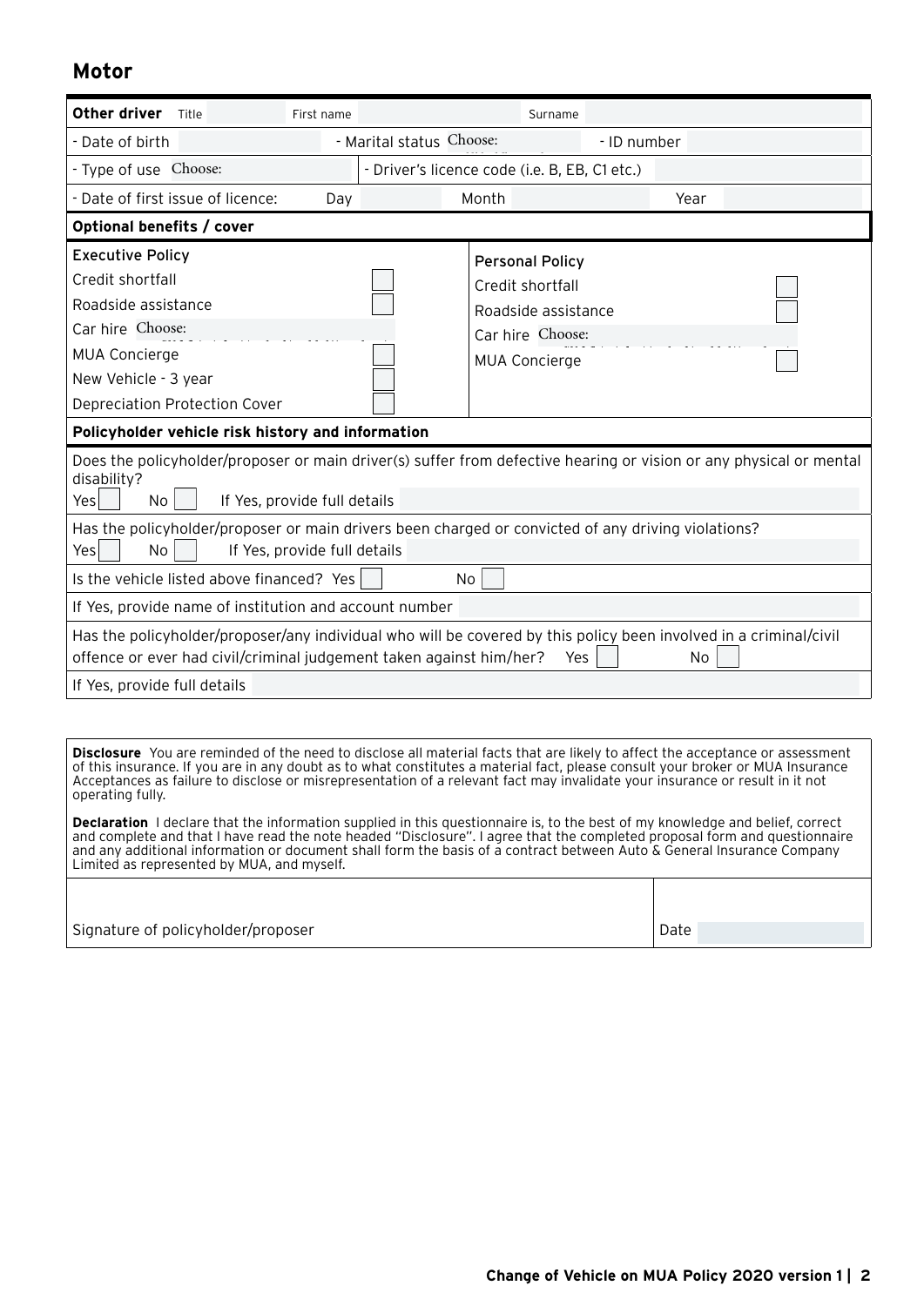## Motor

| | | | | | |
|---|---|---|---|---|---|
| **Other driver** Title | | First name | | Surname | |
| - Date of birth | | - Marital status Choose: | | - ID number | |
| - Type of use Choose: | | - Driver's licence code (i.e. B, EB, C1 etc.) | | | |
| - Date of first issue of licence: | Day | | Month | | Year |

**Optional benefits / cover**

| Executive Policy | | Personal Policy | |
|---|---|---|---|
| Credit shortfall | ☐ | Credit shortfall | ☐ |
| Roadside assistance | ☐ | Roadside assistance | ☐ |
| Car hire Choose: | | Car hire Choose: | |
| MUA Concierge | ☐ | MUA Concierge | ☐ |
| New Vehicle - 3 year | ☐ | | |
| Depreciation Protection Cover | ☐ | | |

**Policyholder vehicle risk history and information**

Does the policyholder/proposer or main driver(s) suffer from defective hearing or vision or any physical or mental disability?
Yes ☐ No ☐ If Yes, provide full details

Has the policyholder/proposer or main drivers been charged or convicted of any driving violations?
Yes ☐ No ☐ If Yes, provide full details

Is the vehicle listed above financed? Yes ☐ No ☐

If Yes, provide name of institution and account number

Has the policyholder/proposer/any individual who will be covered by this policy been involved in a criminal/civil offence or ever had civil/criminal judgement taken against him/her? Yes ☐ No ☐

If Yes, provide full details

**Disclosure** You are reminded of the need to disclose all material facts that are likely to affect the acceptance or assessment of this insurance. If you are in any doubt as to what constitutes a material fact, please consult your broker or MUA Insurance Acceptances as failure to disclose or misrepresentation of a relevant fact may invalidate your insurance or result in it not operating fully.

**Declaration** I declare that the information supplied in this questionnaire is, to the best of my knowledge and belief, correct and complete and that I have read the note headed "Disclosure". I agree that the completed proposal form and questionnaire and any additional information or document shall form the basis of a contract between Auto & General Insurance Company Limited as represented by MUA, and myself.

| | |
|---|---|
| Signature of policyholder/proposer | Date |